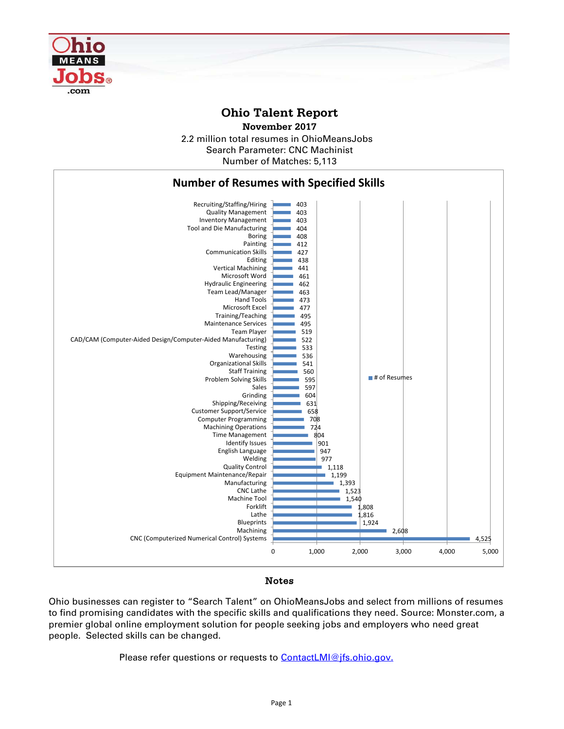# Ohio Talent Report

**November 2017**

2.2 million total resumes in OhioMeansJobs
Search Parameter: CNC Machinist
Number of Matches: 5,113

## Number of Resumes with Specified Skills

| Skill | # of Resumes |
|---|---|
| Recruiting/Staffing/Hiring | 403 |
| Quality Management | 403 |
| Inventory Management | 403 |
| Tool and Die Manufacturing | 404 |
| Boring | 408 |
| Painting | 412 |
| Communication Skills | 427 |
| Editing | 438 |
| Vertical Machining | 441 |
| Microsoft Word | 461 |
| Hydraulic Engineering | 462 |
| Team Lead/Manager | 463 |
| Hand Tools | 473 |
| Microsoft Excel | 477 |
| Training/Teaching | 495 |
| Maintenance Services | 495 |
| Team Player | 519 |
| CAD/CAM (Computer-Aided Design/Computer-Aided Manufacturing) | 522 |
| Testing | 533 |
| Warehousing | 536 |
| Organizational Skills | 541 |
| Staff Training | 560 |
| Problem Solving Skills | 595 |
| Sales | 597 |
| Grinding | 604 |
| Shipping/Receiving | 631 |
| Customer Support/Service | 658 |
| Computer Programming | 708 |
| Machining Operations | 724 |
| Time Management | 804 |
| Identify Issues | 901 |
| English Language | 947 |
| Welding | 977 |
| Quality Control | 1,118 |
| Equipment Maintenance/Repair | 1,199 |
| Manufacturing | 1,393 |
| CNC Lathe | 1,523 |
| Machine Tool | 1,540 |
| Forklift | 1,808 |
| Lathe | 1,816 |
| Blueprints | 1,924 |
| Machining | 2,608 |
| CNC (Computerized Numerical Control) Systems | 4,525 |

## Notes

Ohio businesses can register to "Search Talent" on OhioMeansJobs and select from millions of resumes to find promising candidates with the specific skills and qualifications they need. Source: Monster.com, a premier global online employment solution for people seeking jobs and employers who need great people. Selected skills can be changed.

Please refer questions or requests to [ContactLMI@jfs.ohio.gov.](mailto:ContactLMI@jfs.ohio.gov)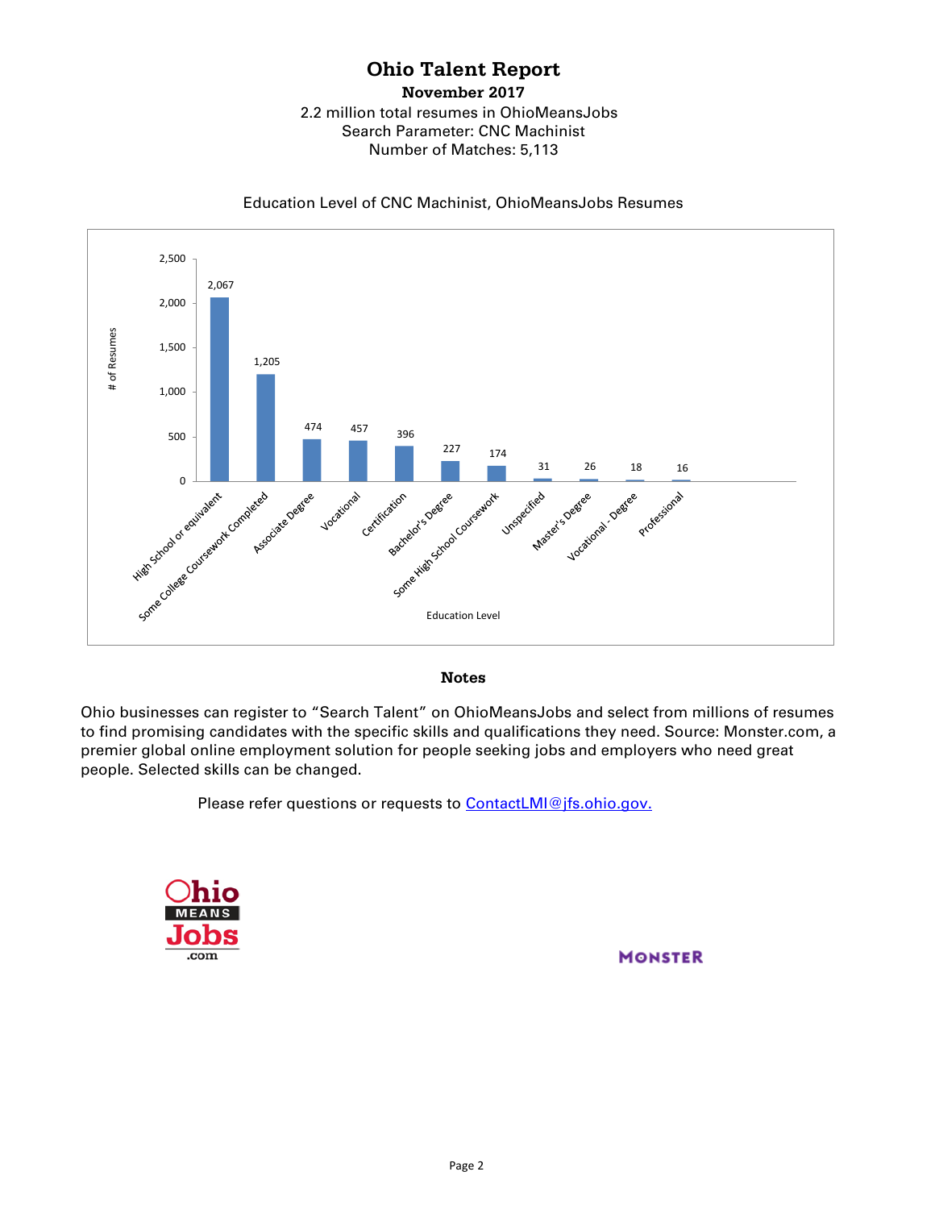# Ohio Talent Report

**November 2017**

2.2 million total resumes in OhioMeansJobs
Search Parameter: CNC Machinist
Number of Matches: 5,113

Education Level of CNC Machinist, OhioMeansJobs Resumes

\# of Resumes

2,500
2,000
1,500
1,000
500
0

2,067
1,205
474
457
396
227
174
31
26
18
16

High School or equivalent
Some College Coursework Completed
Associate Degree
Vocational
Certification
Bachelor's Degree
Some High School Coursework
Unspecified
Master's Degree
Vocational - Degree
Professional

Education Level

**Notes**

Ohio businesses can register to "Search Talent" on OhioMeansJobs and select from millions of resumes to find promising candidates with the specific skills and qualifications they need. Source: Monster.com, a premier global online employment solution for people seeking jobs and employers who need great people. Selected skills can be changed.

Please refer questions or requests to ContactLMI@jfs.ohio.gov.

Ohio MEANS Jobs .com

MONSTER